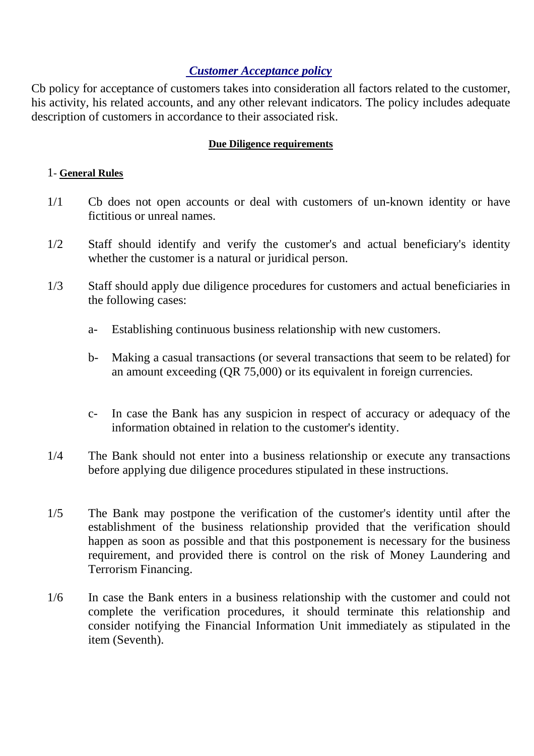# *Customer Acceptance policy*

Cb policy for acceptance of customers takes into consideration all factors related to the customer, his activity, his related accounts, and any other relevant indicators. The policy includes adequate description of customers in accordance to their associated risk.

## Due Diligence requirements

### 1- General Rules

1/1 Cb does not open accounts or deal with customers of un-known identity or have fictitious or unreal names.

1/2 Staff should identify and verify the customer's and actual beneficiary's identity whether the customer is a natural or juridical person.

1/3 Staff should apply due diligence procedures for customers and actual beneficiaries in the following cases:

- a- Establishing continuous business relationship with new customers.
- b- Making a casual transactions (or several transactions that seem to be related) for an amount exceeding (QR 75,000) or its equivalent in foreign currencies.
- c- In case the Bank has any suspicion in respect of accuracy or adequacy of the information obtained in relation to the customer's identity.

1/4 The Bank should not enter into a business relationship or execute any transactions before applying due diligence procedures stipulated in these instructions.

1/5 The Bank may postpone the verification of the customer's identity until after the establishment of the business relationship provided that the verification should happen as soon as possible and that this postponement is necessary for the business requirement, and provided there is control on the risk of Money Laundering and Terrorism Financing.

1/6 In case the Bank enters in a business relationship with the customer and could not complete the verification procedures, it should terminate this relationship and consider notifying the Financial Information Unit immediately as stipulated in the item (Seventh).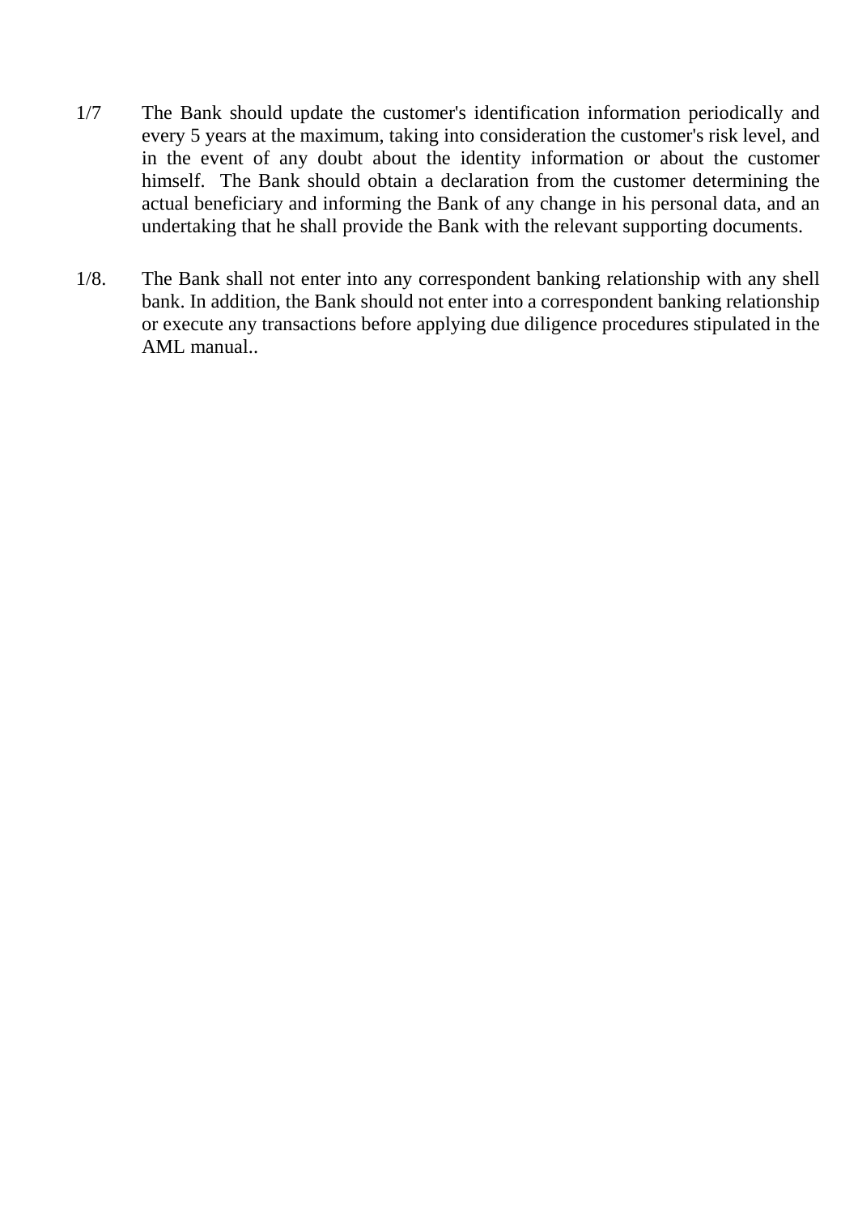1/7 The Bank should update the customer's identification information periodically and every 5 years at the maximum, taking into consideration the customer's risk level, and in the event of any doubt about the identity information or about the customer himself. The Bank should obtain a declaration from the customer determining the actual beneficiary and informing the Bank of any change in his personal data, and an undertaking that he shall provide the Bank with the relevant supporting documents.

1/8. The Bank shall not enter into any correspondent banking relationship with any shell bank. In addition, the Bank should not enter into a correspondent banking relationship or execute any transactions before applying due diligence procedures stipulated in the AML manual..